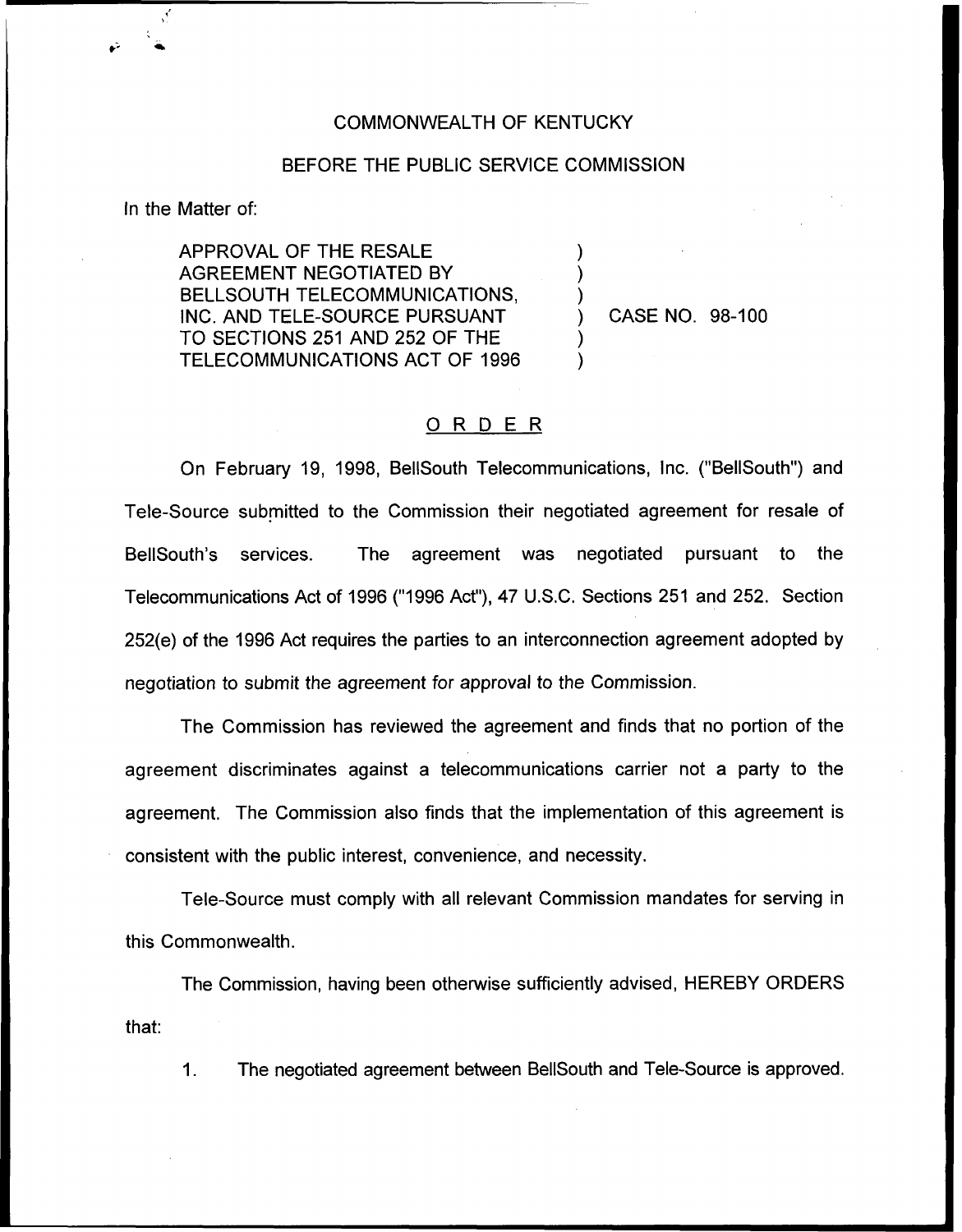COMMONWEALTH OF KENTUCKY

BEFORE THE PUBLIC SERVICE COMMISSION

In the Matter of:

APPROVAL OF THE RESALE AGREEMENT NEGOTIATED BY BELLSOUTH TELECOMMUNICATIONS, INC. AND TELE-SOURCE PURSUANT TO SECTIONS 251 AND 252 OF THE TELECOMMUNICATIONS ACT OF 1996 ) CASE NO. 98-100

## ORDER

On February 19, 1998, BellSouth Telecommunications, Inc. ("BellSouth") and Tele-Source submitted to the Commission their negotiated agreement for resale of BellSouth's services. The agreement was negotiated pursuant to the Telecommunications Act of 1996 ("1996 Act"), 47 U.S.C. Sections 251 and 252. Section 252(e) of the 1996 Act requires the parties to an interconnection agreement adopted by negotiation to submit the agreement for approval to the Commission.

The Commission has reviewed the agreement and finds that no portion of the agreement discriminates against a telecommunications carrier not a party to the agreement. The Commission also finds that the implementation of this agreement is consistent with the public interest, convenience, and necessity.

Tele-Source must comply with all relevant Commission mandates for serving in this Commonwealth.

The Commission, having been otherwise sufficiently advised, HEREBY ORDERS that:

1. The negotiated agreement between BellSouth and Tele-Source is approved.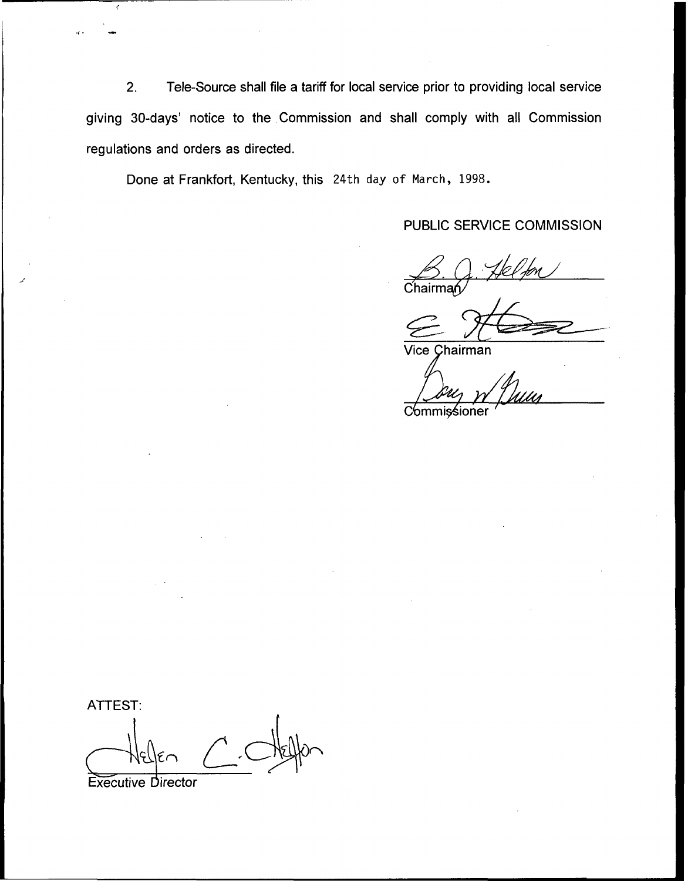2. Tele-Source shall file a tariff for local service prior to providing local service giving 30-days' notice to the Commission and shall comply with all Commission regulations and orders as directed.

Done at Frankfort, Kentucky, this 24th day of March, 1998.

PUBLIC SERVICE COMMISSION

Chairman

Vice Chairman

Commissioner

ATTEST:

Executive Director